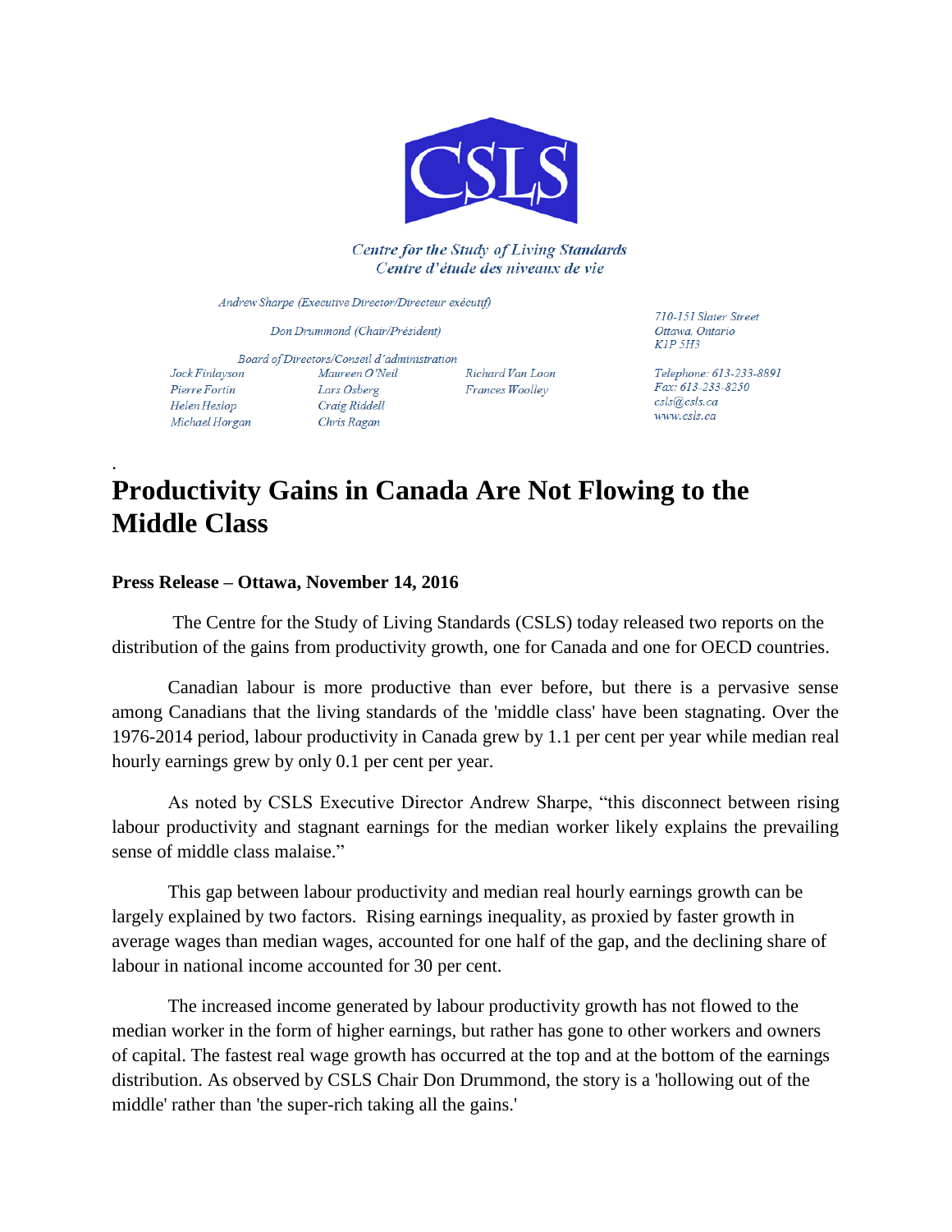CSLS

*Centre for the Study of Living Standards*
*Centre d'étude des niveaux de vie*

*Andrew Sharpe (Executive Director/Directeur exécutif)*

*Don Drummond (Chair/Président)*

*Board of Directors/Conseil d'administration*

*Jock Finlayson*
*Pierre Fortin*
*Helen Heslop*
*Michael Horgan*
*Maureen O'Neil*
*Lars Osberg*
*Craig Riddell*
*Chris Ragan*
*Richard Van Loon*
*Frances Woolley*

*710-151 Slater Street*
*Ottawa, Ontario*
*K1P 5H3*

*Telephone: 613-233-8891*
*Fax: 613-233-8250*
*csls@csls.ca*
*www.csls.ca*

# Productivity Gains in Canada Are Not Flowing to the Middle Class

**Press Release – Ottawa, November 14, 2016**

The Centre for the Study of Living Standards (CSLS) today released two reports on the distribution of the gains from productivity growth, one for Canada and one for OECD countries.

Canadian labour is more productive than ever before, but there is a pervasive sense among Canadians that the living standards of the 'middle class' have been stagnating. Over the 1976-2014 period, labour productivity in Canada grew by 1.1 per cent per year while median real hourly earnings grew by only 0.1 per cent per year.

As noted by CSLS Executive Director Andrew Sharpe, "this disconnect between rising labour productivity and stagnant earnings for the median worker likely explains the prevailing sense of middle class malaise."

This gap between labour productivity and median real hourly earnings growth can be largely explained by two factors. Rising earnings inequality, as proxied by faster growth in average wages than median wages, accounted for one half of the gap, and the declining share of labour in national income accounted for 30 per cent.

The increased income generated by labour productivity growth has not flowed to the median worker in the form of higher earnings, but rather has gone to other workers and owners of capital. The fastest real wage growth has occurred at the top and at the bottom of the earnings distribution. As observed by CSLS Chair Don Drummond, the story is a 'hollowing out of the middle' rather than 'the super-rich taking all the gains.'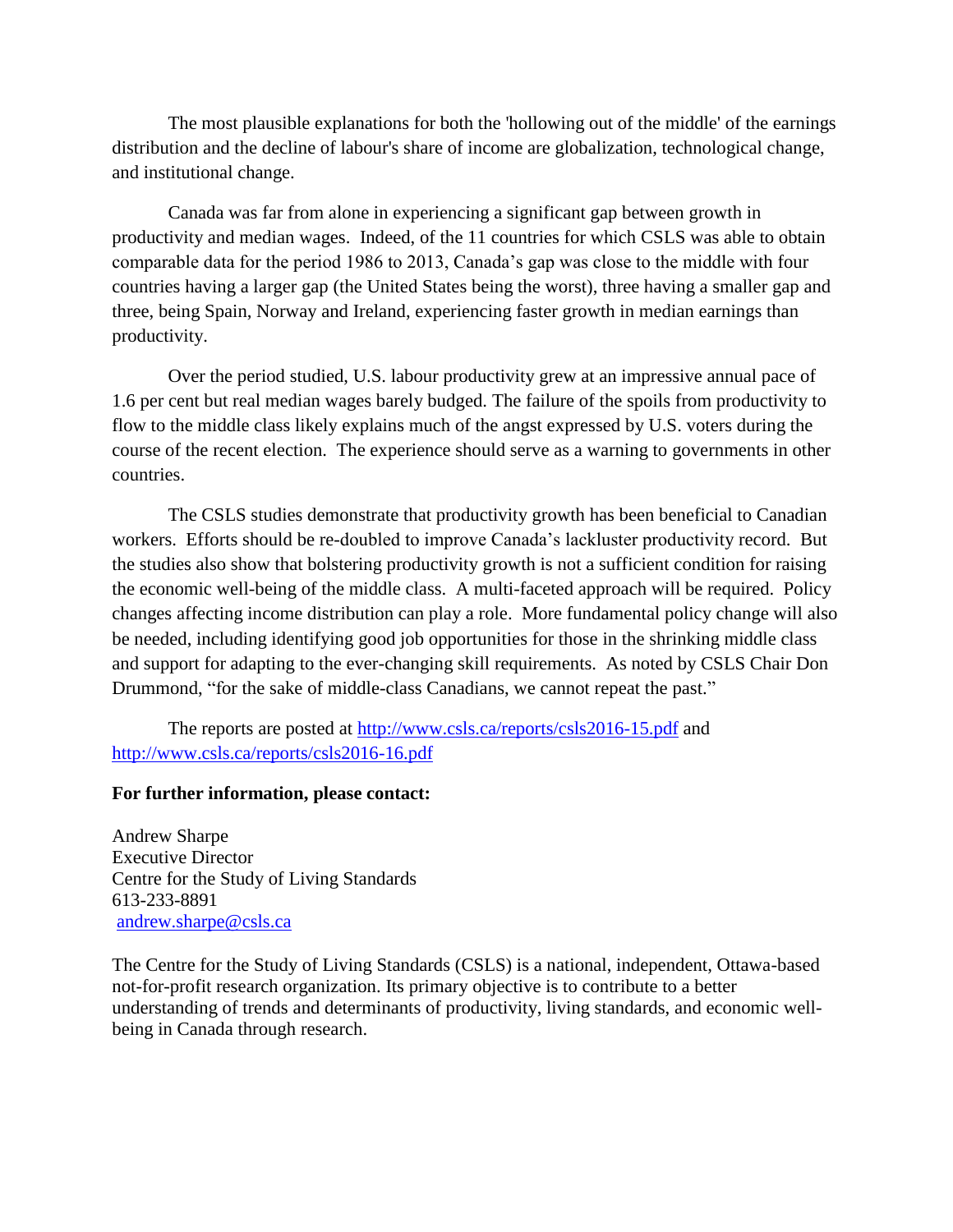The most plausible explanations for both the 'hollowing out of the middle' of the earnings distribution and the decline of labour's share of income are globalization, technological change, and institutional change.

Canada was far from alone in experiencing a significant gap between growth in productivity and median wages. Indeed, of the 11 countries for which CSLS was able to obtain comparable data for the period 1986 to 2013, Canada's gap was close to the middle with four countries having a larger gap (the United States being the worst), three having a smaller gap and three, being Spain, Norway and Ireland, experiencing faster growth in median earnings than productivity.

Over the period studied, U.S. labour productivity grew at an impressive annual pace of 1.6 per cent but real median wages barely budged. The failure of the spoils from productivity to flow to the middle class likely explains much of the angst expressed by U.S. voters during the course of the recent election. The experience should serve as a warning to governments in other countries.

The CSLS studies demonstrate that productivity growth has been beneficial to Canadian workers. Efforts should be re-doubled to improve Canada's lackluster productivity record. But the studies also show that bolstering productivity growth is not a sufficient condition for raising the economic well-being of the middle class. A multi-faceted approach will be required. Policy changes affecting income distribution can play a role. More fundamental policy change will also be needed, including identifying good job opportunities for those in the shrinking middle class and support for adapting to the ever-changing skill requirements. As noted by CSLS Chair Don Drummond, "for the sake of middle-class Canadians, we cannot repeat the past."

The reports are posted at http://www.csls.ca/reports/csls2016-15.pdf and http://www.csls.ca/reports/csls2016-16.pdf

**For further information, please contact:**

Andrew Sharpe  
Executive Director  
Centre for the Study of Living Standards  
613-233-8891  
andrew.sharpe@csls.ca

The Centre for the Study of Living Standards (CSLS) is a national, independent, Ottawa-based not-for-profit research organization. Its primary objective is to contribute to a better understanding of trends and determinants of productivity, living standards, and economic well-being in Canada through research.